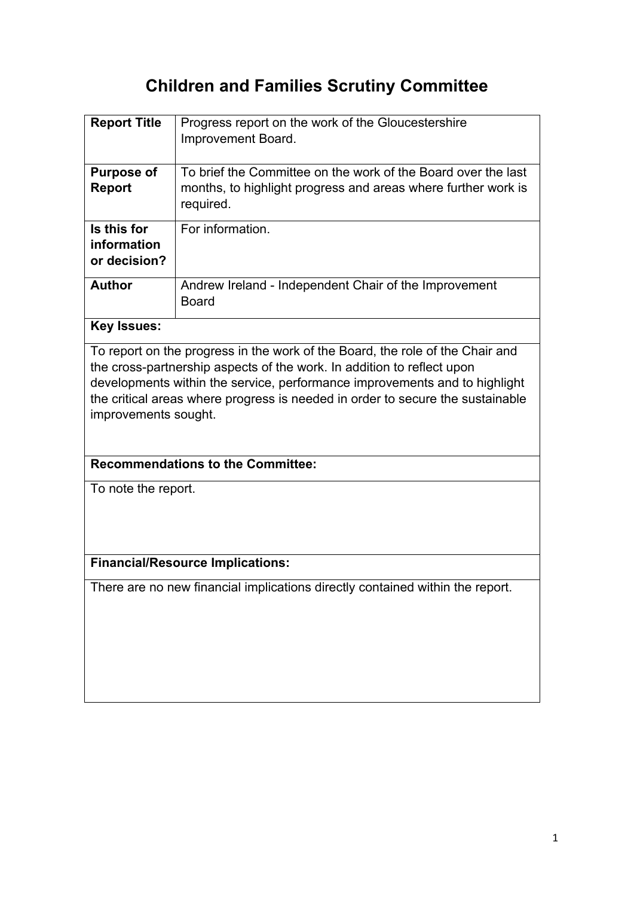# Children and Families Scrutiny Committee

| | |
|---|---|
| **Report Title** | Progress report on the work of the Gloucestershire Improvement Board. |
| **Purpose of Report** | To brief the Committee on the work of the Board over the last months, to highlight progress and areas where further work is required. |
| **Is this for information or decision?** | For information. |
| **Author** | Andrew Ireland - Independent Chair of the Improvement Board |
| **Key Issues:** | |
| To report on the progress in the work of the Board, the role of the Chair and the cross-partnership aspects of the work. In addition to reflect upon developments within the service, performance improvements and to highlight the critical areas where progress is needed in order to secure the sustainable improvements sought. | |
| **Recommendations to the Committee:** | |
| To note the report. | |
| **Financial/Resource Implications:** | |
| There are no new financial implications directly contained within the report. | |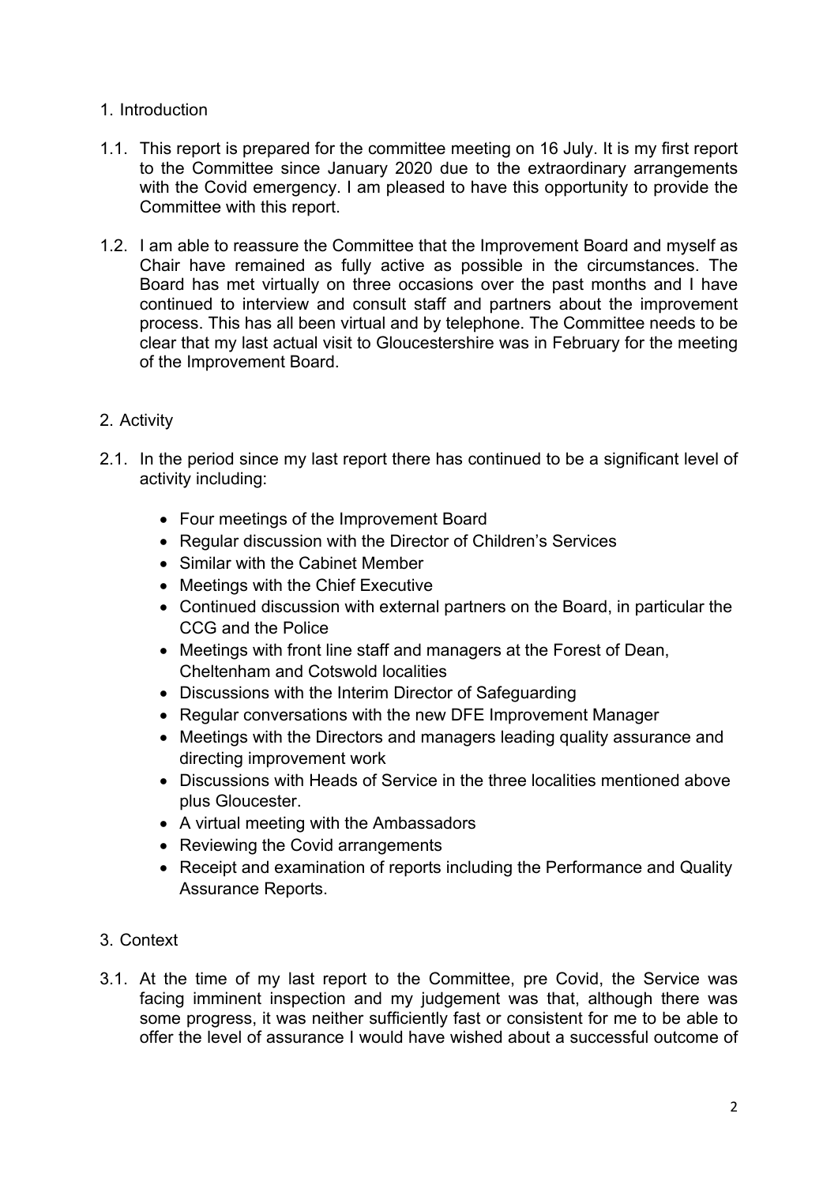## 1. Introduction

1.1. This report is prepared for the committee meeting on 16 July. It is my first report to the Committee since January 2020 due to the extraordinary arrangements with the Covid emergency. I am pleased to have this opportunity to provide the Committee with this report.

1.2. I am able to reassure the Committee that the Improvement Board and myself as Chair have remained as fully active as possible in the circumstances. The Board has met virtually on three occasions over the past months and I have continued to interview and consult staff and partners about the improvement process. This has all been virtual and by telephone. The Committee needs to be clear that my last actual visit to Gloucestershire was in February for the meeting of the Improvement Board.

## 2. Activity

2.1. In the period since my last report there has continued to be a significant level of activity including:

- Four meetings of the Improvement Board
- Regular discussion with the Director of Children's Services
- Similar with the Cabinet Member
- Meetings with the Chief Executive
- Continued discussion with external partners on the Board, in particular the CCG and the Police
- Meetings with front line staff and managers at the Forest of Dean, Cheltenham and Cotswold localities
- Discussions with the Interim Director of Safeguarding
- Regular conversations with the new DFE Improvement Manager
- Meetings with the Directors and managers leading quality assurance and directing improvement work
- Discussions with Heads of Service in the three localities mentioned above plus Gloucester.
- A virtual meeting with the Ambassadors
- Reviewing the Covid arrangements
- Receipt and examination of reports including the Performance and Quality Assurance Reports.

## 3. Context

3.1. At the time of my last report to the Committee, pre Covid, the Service was facing imminent inspection and my judgement was that, although there was some progress, it was neither sufficiently fast or consistent for me to be able to offer the level of assurance I would have wished about a successful outcome of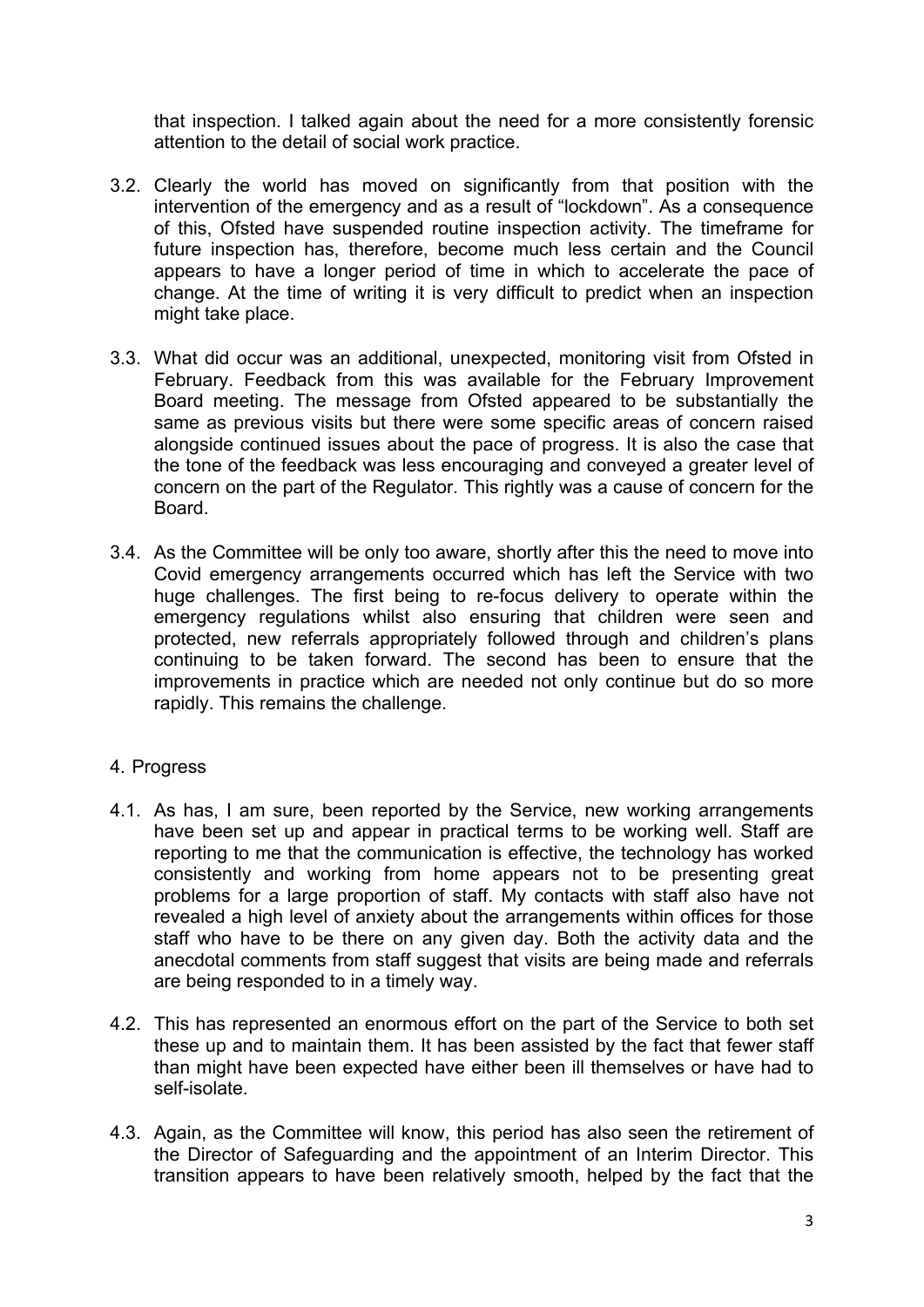that inspection. I talked again about the need for a more consistently forensic attention to the detail of social work practice.

3.2. Clearly the world has moved on significantly from that position with the intervention of the emergency and as a result of "lockdown". As a consequence of this, Ofsted have suspended routine inspection activity. The timeframe for future inspection has, therefore, become much less certain and the Council appears to have a longer period of time in which to accelerate the pace of change. At the time of writing it is very difficult to predict when an inspection might take place.

3.3. What did occur was an additional, unexpected, monitoring visit from Ofsted in February. Feedback from this was available for the February Improvement Board meeting. The message from Ofsted appeared to be substantially the same as previous visits but there were some specific areas of concern raised alongside continued issues about the pace of progress. It is also the case that the tone of the feedback was less encouraging and conveyed a greater level of concern on the part of the Regulator. This rightly was a cause of concern for the Board.

3.4. As the Committee will be only too aware, shortly after this the need to move into Covid emergency arrangements occurred which has left the Service with two huge challenges. The first being to re-focus delivery to operate within the emergency regulations whilst also ensuring that children were seen and protected, new referrals appropriately followed through and children's plans continuing to be taken forward. The second has been to ensure that the improvements in practice which are needed not only continue but do so more rapidly. This remains the challenge.

4. Progress

4.1. As has, I am sure, been reported by the Service, new working arrangements have been set up and appear in practical terms to be working well. Staff are reporting to me that the communication is effective, the technology has worked consistently and working from home appears not to be presenting great problems for a large proportion of staff. My contacts with staff also have not revealed a high level of anxiety about the arrangements within offices for those staff who have to be there on any given day. Both the activity data and the anecdotal comments from staff suggest that visits are being made and referrals are being responded to in a timely way.

4.2. This has represented an enormous effort on the part of the Service to both set these up and to maintain them. It has been assisted by the fact that fewer staff than might have been expected have either been ill themselves or have had to self-isolate.

4.3. Again, as the Committee will know, this period has also seen the retirement of the Director of Safeguarding and the appointment of an Interim Director. This transition appears to have been relatively smooth, helped by the fact that the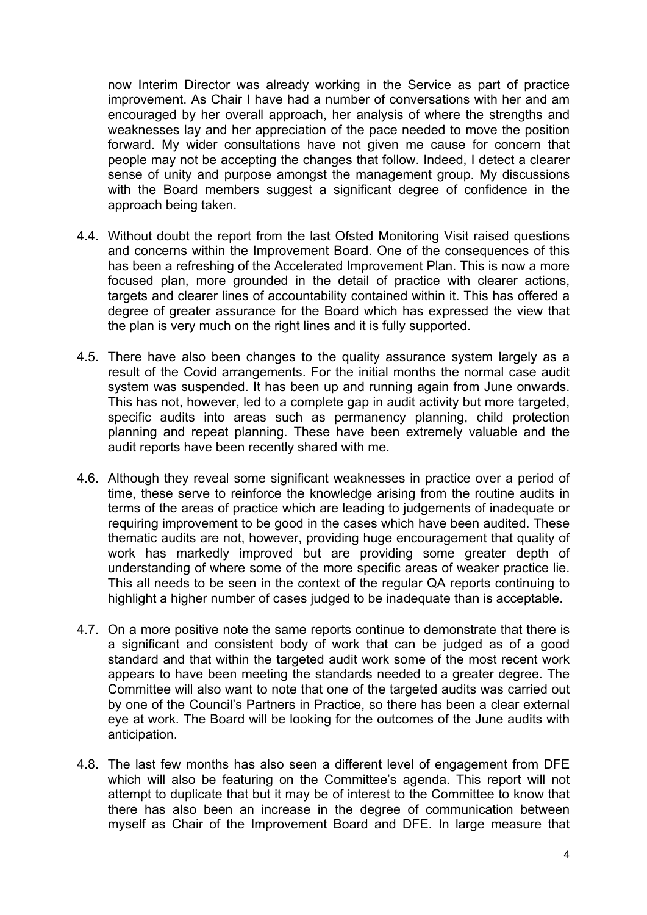now Interim Director was already working in the Service as part of practice improvement. As Chair I have had a number of conversations with her and am encouraged by her overall approach, her analysis of where the strengths and weaknesses lay and her appreciation of the pace needed to move the position forward. My wider consultations have not given me cause for concern that people may not be accepting the changes that follow. Indeed, I detect a clearer sense of unity and purpose amongst the management group. My discussions with the Board members suggest a significant degree of confidence in the approach being taken.

4.4. Without doubt the report from the last Ofsted Monitoring Visit raised questions and concerns within the Improvement Board. One of the consequences of this has been a refreshing of the Accelerated Improvement Plan. This is now a more focused plan, more grounded in the detail of practice with clearer actions, targets and clearer lines of accountability contained within it. This has offered a degree of greater assurance for the Board which has expressed the view that the plan is very much on the right lines and it is fully supported.

4.5. There have also been changes to the quality assurance system largely as a result of the Covid arrangements. For the initial months the normal case audit system was suspended. It has been up and running again from June onwards. This has not, however, led to a complete gap in audit activity but more targeted, specific audits into areas such as permanency planning, child protection planning and repeat planning. These have been extremely valuable and the audit reports have been recently shared with me.

4.6. Although they reveal some significant weaknesses in practice over a period of time, these serve to reinforce the knowledge arising from the routine audits in terms of the areas of practice which are leading to judgements of inadequate or requiring improvement to be good in the cases which have been audited. These thematic audits are not, however, providing huge encouragement that quality of work has markedly improved but are providing some greater depth of understanding of where some of the more specific areas of weaker practice lie. This all needs to be seen in the context of the regular QA reports continuing to highlight a higher number of cases judged to be inadequate than is acceptable.

4.7. On a more positive note the same reports continue to demonstrate that there is a significant and consistent body of work that can be judged as of a good standard and that within the targeted audit work some of the most recent work appears to have been meeting the standards needed to a greater degree. The Committee will also want to note that one of the targeted audits was carried out by one of the Council's Partners in Practice, so there has been a clear external eye at work. The Board will be looking for the outcomes of the June audits with anticipation.

4.8. The last few months has also seen a different level of engagement from DFE which will also be featuring on the Committee's agenda. This report will not attempt to duplicate that but it may be of interest to the Committee to know that there has also been an increase in the degree of communication between myself as Chair of the Improvement Board and DFE. In large measure that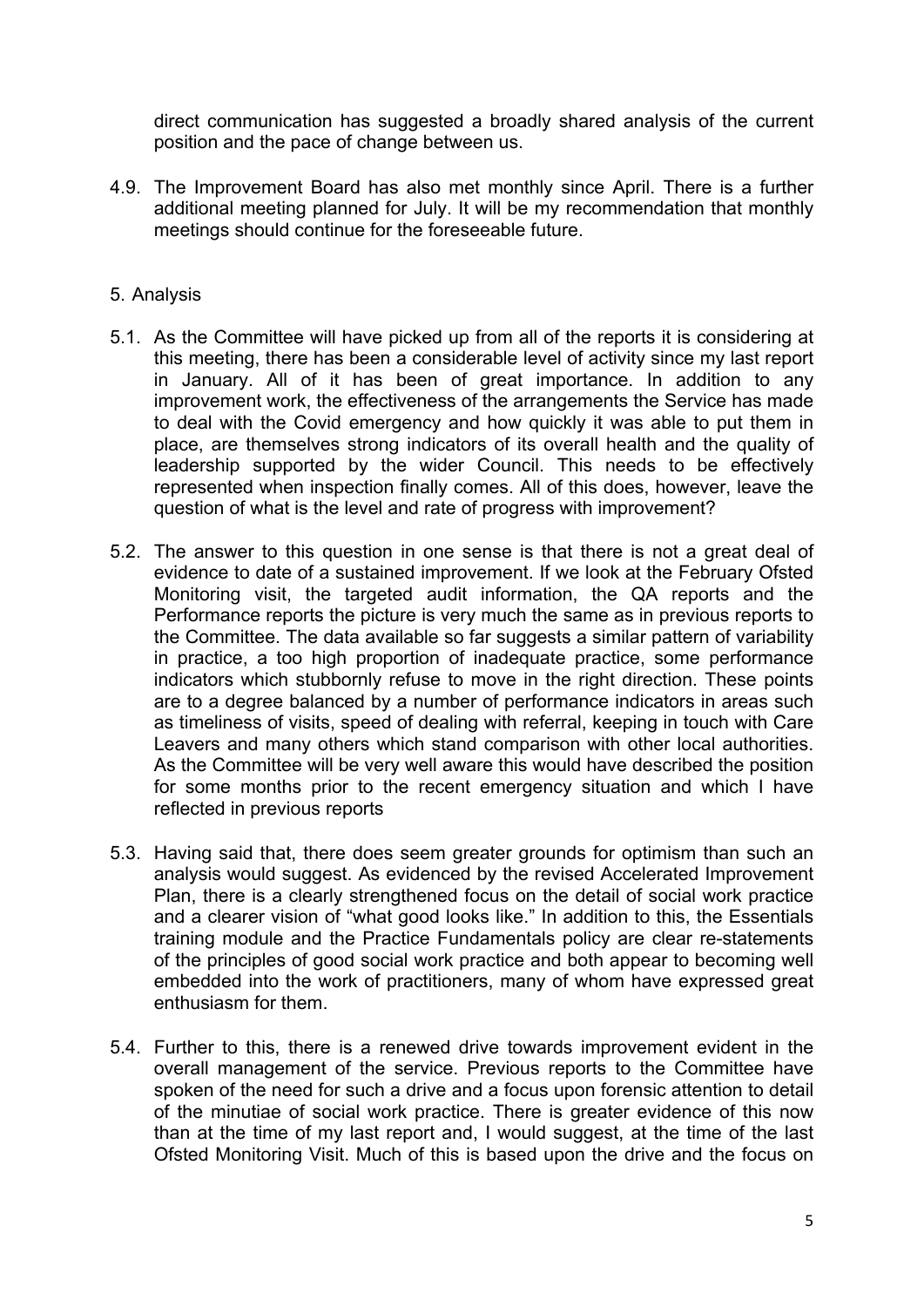direct communication has suggested a broadly shared analysis of the current position and the pace of change between us.

4.9. The Improvement Board has also met monthly since April. There is a further additional meeting planned for July. It will be my recommendation that monthly meetings should continue for the foreseeable future.

## 5. Analysis

5.1. As the Committee will have picked up from all of the reports it is considering at this meeting, there has been a considerable level of activity since my last report in January. All of it has been of great importance. In addition to any improvement work, the effectiveness of the arrangements the Service has made to deal with the Covid emergency and how quickly it was able to put them in place, are themselves strong indicators of its overall health and the quality of leadership supported by the wider Council. This needs to be effectively represented when inspection finally comes. All of this does, however, leave the question of what is the level and rate of progress with improvement?

5.2. The answer to this question in one sense is that there is not a great deal of evidence to date of a sustained improvement. If we look at the February Ofsted Monitoring visit, the targeted audit information, the QA reports and the Performance reports the picture is very much the same as in previous reports to the Committee. The data available so far suggests a similar pattern of variability in practice, a too high proportion of inadequate practice, some performance indicators which stubbornly refuse to move in the right direction. These points are to a degree balanced by a number of performance indicators in areas such as timeliness of visits, speed of dealing with referral, keeping in touch with Care Leavers and many others which stand comparison with other local authorities. As the Committee will be very well aware this would have described the position for some months prior to the recent emergency situation and which I have reflected in previous reports

5.3. Having said that, there does seem greater grounds for optimism than such an analysis would suggest. As evidenced by the revised Accelerated Improvement Plan, there is a clearly strengthened focus on the detail of social work practice and a clearer vision of "what good looks like." In addition to this, the Essentials training module and the Practice Fundamentals policy are clear re-statements of the principles of good social work practice and both appear to becoming well embedded into the work of practitioners, many of whom have expressed great enthusiasm for them.

5.4. Further to this, there is a renewed drive towards improvement evident in the overall management of the service. Previous reports to the Committee have spoken of the need for such a drive and a focus upon forensic attention to detail of the minutiae of social work practice. There is greater evidence of this now than at the time of my last report and, I would suggest, at the time of the last Ofsted Monitoring Visit. Much of this is based upon the drive and the focus on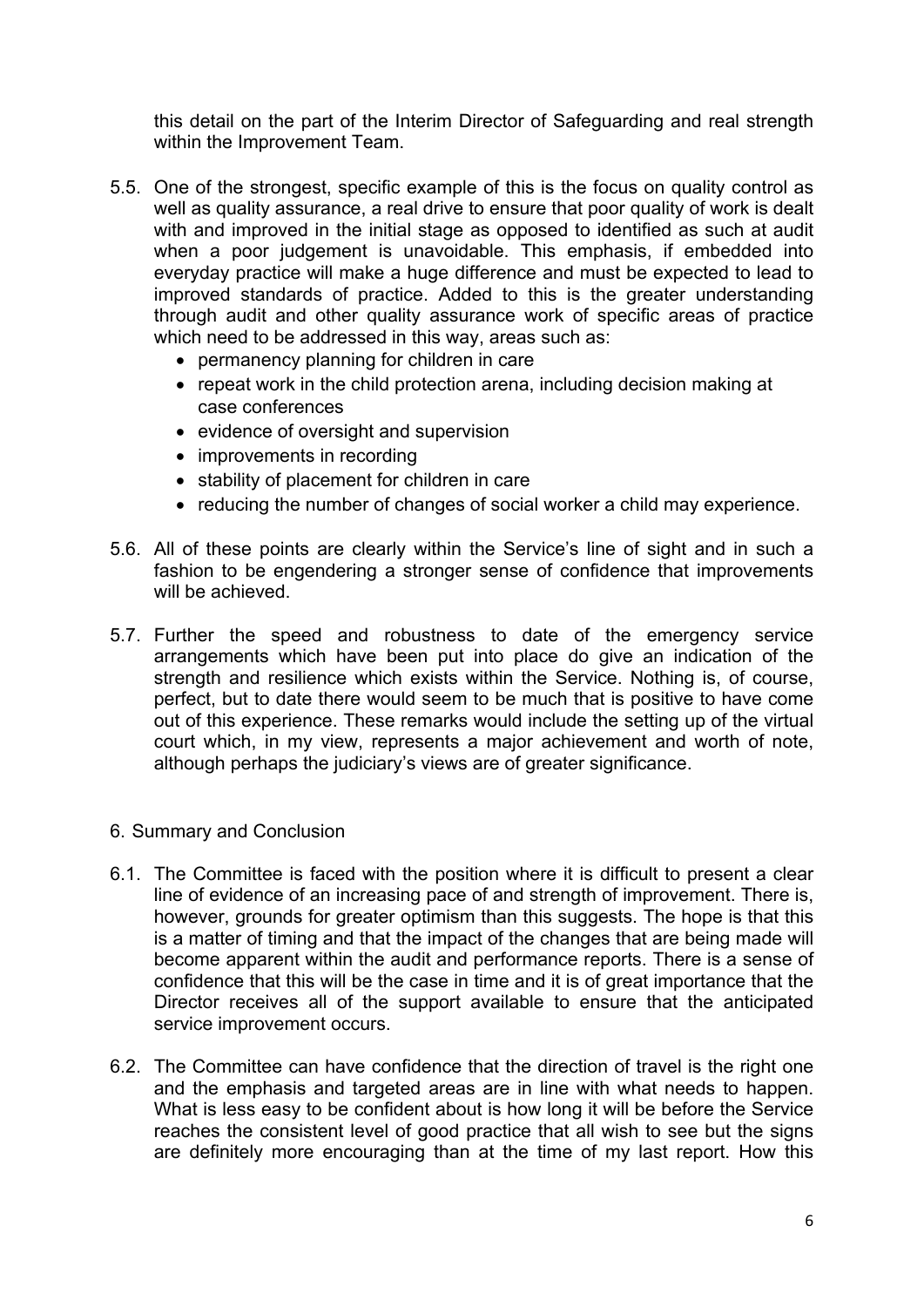this detail on the part of the Interim Director of Safeguarding and real strength within the Improvement Team.

5.5. One of the strongest, specific example of this is the focus on quality control as well as quality assurance, a real drive to ensure that poor quality of work is dealt with and improved in the initial stage as opposed to identified as such at audit when a poor judgement is unavoidable. This emphasis, if embedded into everyday practice will make a huge difference and must be expected to lead to improved standards of practice. Added to this is the greater understanding through audit and other quality assurance work of specific areas of practice which need to be addressed in this way, areas such as:

- permanency planning for children in care
- repeat work in the child protection arena, including decision making at case conferences
- evidence of oversight and supervision
- improvements in recording
- stability of placement for children in care
- reducing the number of changes of social worker a child may experience.

5.6. All of these points are clearly within the Service's line of sight and in such a fashion to be engendering a stronger sense of confidence that improvements will be achieved.

5.7. Further the speed and robustness to date of the emergency service arrangements which have been put into place do give an indication of the strength and resilience which exists within the Service. Nothing is, of course, perfect, but to date there would seem to be much that is positive to have come out of this experience. These remarks would include the setting up of the virtual court which, in my view, represents a major achievement and worth of note, although perhaps the judiciary's views are of greater significance.

## 6. Summary and Conclusion

6.1. The Committee is faced with the position where it is difficult to present a clear line of evidence of an increasing pace of and strength of improvement. There is, however, grounds for greater optimism than this suggests. The hope is that this is a matter of timing and that the impact of the changes that are being made will become apparent within the audit and performance reports. There is a sense of confidence that this will be the case in time and it is of great importance that the Director receives all of the support available to ensure that the anticipated service improvement occurs.

6.2. The Committee can have confidence that the direction of travel is the right one and the emphasis and targeted areas are in line with what needs to happen. What is less easy to be confident about is how long it will be before the Service reaches the consistent level of good practice that all wish to see but the signs are definitely more encouraging than at the time of my last report. How this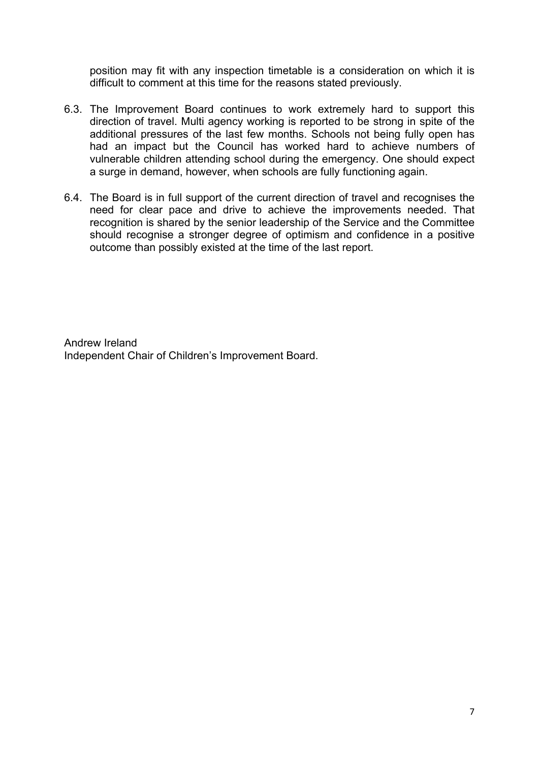position may fit with any inspection timetable is a consideration on which it is difficult to comment at this time for the reasons stated previously.

6.3. The Improvement Board continues to work extremely hard to support this direction of travel. Multi agency working is reported to be strong in spite of the additional pressures of the last few months. Schools not being fully open has had an impact but the Council has worked hard to achieve numbers of vulnerable children attending school during the emergency. One should expect a surge in demand, however, when schools are fully functioning again.

6.4. The Board is in full support of the current direction of travel and recognises the need for clear pace and drive to achieve the improvements needed. That recognition is shared by the senior leadership of the Service and the Committee should recognise a stronger degree of optimism and confidence in a positive outcome than possibly existed at the time of the last report.

Andrew Ireland
Independent Chair of Children's Improvement Board.